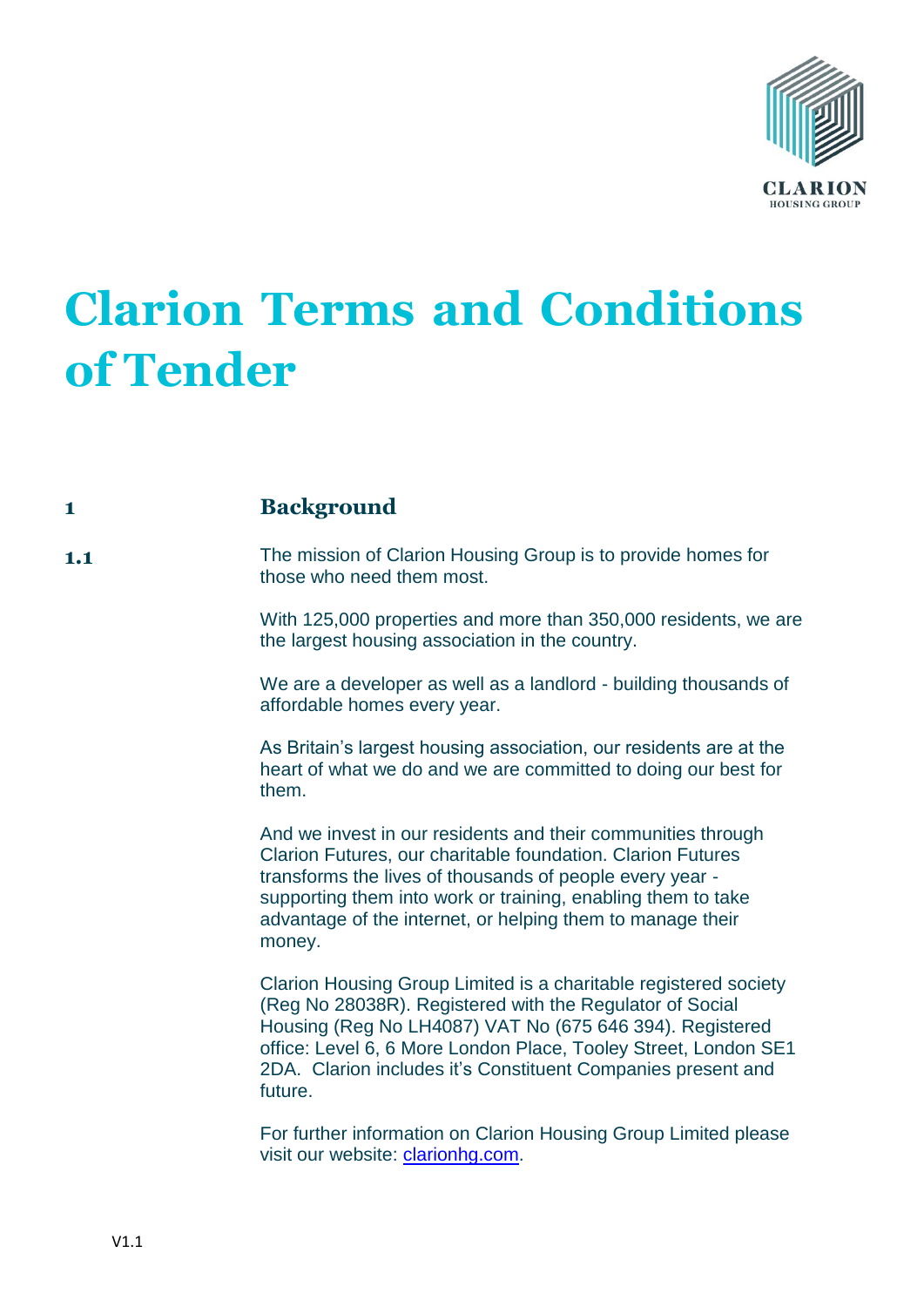# Clarion Terms and Conditions of Tender

## 1 Background

**1.1** The mission of Clarion Housing Group is to provide homes for those who need them most.

With 125,000 properties and more than 350,000 residents, we are the largest housing association in the country.

We are a developer as well as a landlord - building thousands of affordable homes every year.

As Britain's largest housing association, our residents are at the heart of what we do and we are committed to doing our best for them.

And we invest in our residents and their communities through Clarion Futures, our charitable foundation. Clarion Futures transforms the lives of thousands of people every year - supporting them into work or training, enabling them to take advantage of the internet, or helping them to manage their money.

Clarion Housing Group Limited is a charitable registered society (Reg No 28038R). Registered with the Regulator of Social Housing (Reg No LH4087) VAT No (675 646 394). Registered office: Level 6, 6 More London Place, Tooley Street, London SE1 2DA. Clarion includes it's Constituent Companies present and future.

For further information on Clarion Housing Group Limited please visit our website: [clarionhg.com](clarionhg.com).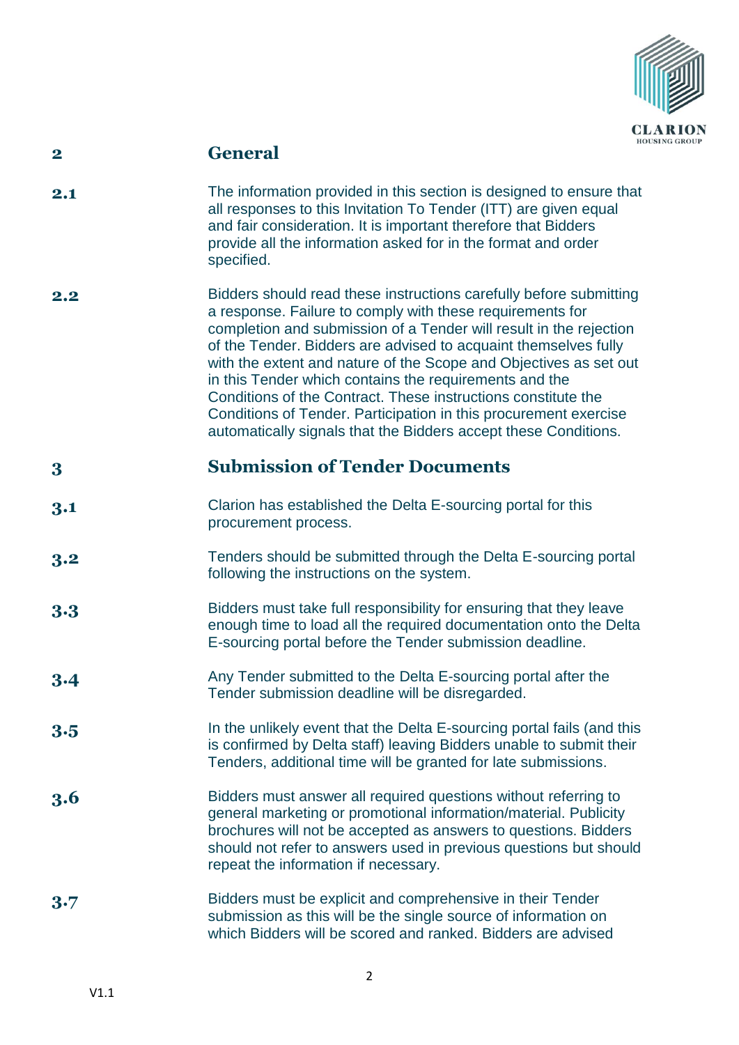## 2 General

**2.1** The information provided in this section is designed to ensure that all responses to this Invitation To Tender (ITT) are given equal and fair consideration. It is important therefore that Bidders provide all the information asked for in the format and order specified.

**2.2** Bidders should read these instructions carefully before submitting a response. Failure to comply with these requirements for completion and submission of a Tender will result in the rejection of the Tender. Bidders are advised to acquaint themselves fully with the extent and nature of the Scope and Objectives as set out in this Tender which contains the requirements and the Conditions of the Contract. These instructions constitute the Conditions of Tender. Participation in this procurement exercise automatically signals that the Bidders accept these Conditions.

## 3 Submission of Tender Documents

**3.1** Clarion has established the Delta E-sourcing portal for this procurement process.

**3.2** Tenders should be submitted through the Delta E-sourcing portal following the instructions on the system.

**3.3** Bidders must take full responsibility for ensuring that they leave enough time to load all the required documentation onto the Delta E-sourcing portal before the Tender submission deadline.

**3.4** Any Tender submitted to the Delta E-sourcing portal after the Tender submission deadline will be disregarded.

**3.5** In the unlikely event that the Delta E-sourcing portal fails (and this is confirmed by Delta staff) leaving Bidders unable to submit their Tenders, additional time will be granted for late submissions.

**3.6** Bidders must answer all required questions without referring to general marketing or promotional information/material. Publicity brochures will not be accepted as answers to questions. Bidders should not refer to answers used in previous questions but should repeat the information if necessary.

**3.7** Bidders must be explicit and comprehensive in their Tender submission as this will be the single source of information on which Bidders will be scored and ranked. Bidders are advised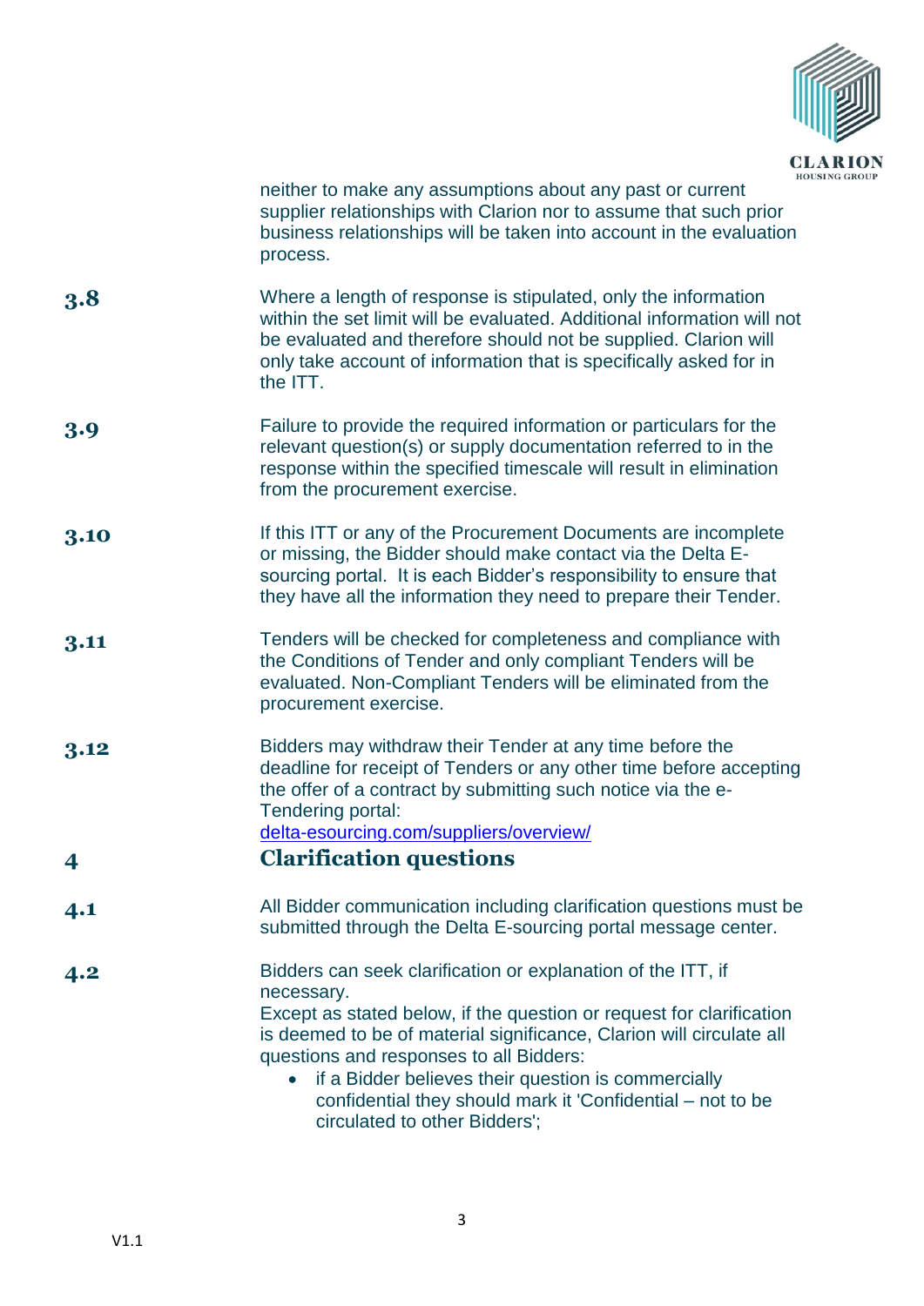neither to make any assumptions about any past or current supplier relationships with Clarion nor to assume that such prior business relationships will be taken into account in the evaluation process.

**3.8** Where a length of response is stipulated, only the information within the set limit will be evaluated. Additional information will not be evaluated and therefore should not be supplied. Clarion will only take account of information that is specifically asked for in the ITT.

**3.9** Failure to provide the required information or particulars for the relevant question(s) or supply documentation referred to in the response within the specified timescale will result in elimination from the procurement exercise.

**3.10** If this ITT or any of the Procurement Documents are incomplete or missing, the Bidder should make contact via the Delta E-sourcing portal. It is each Bidder's responsibility to ensure that they have all the information they need to prepare their Tender.

**3.11** Tenders will be checked for completeness and compliance with the Conditions of Tender and only compliant Tenders will be evaluated. Non-Compliant Tenders will be eliminated from the procurement exercise.

**3.12** Bidders may withdraw their Tender at any time before the deadline for receipt of Tenders or any other time before accepting the offer of a contract by submitting such notice via the e-Tendering portal: [delta-esourcing.com/suppliers/overview/](delta-esourcing.com/suppliers/overview/)

## 4 Clarification questions

**4.1** All Bidder communication including clarification questions must be submitted through the Delta E-sourcing portal message center.

**4.2** Bidders can seek clarification or explanation of the ITT, if necessary.
Except as stated below, if the question or request for clarification is deemed to be of material significance, Clarion will circulate all questions and responses to all Bidders:

- if a Bidder believes their question is commercially confidential they should mark it 'Confidential – not to be circulated to other Bidders';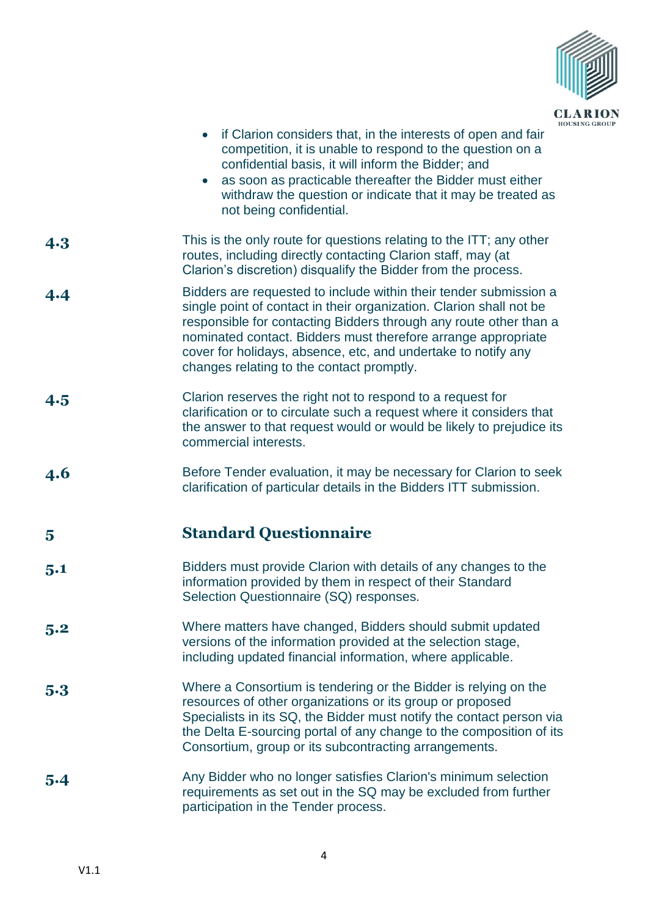- if Clarion considers that, in the interests of open and fair competition, it is unable to respond to the question on a confidential basis, it will inform the Bidder; and
- as soon as practicable thereafter the Bidder must either withdraw the question or indicate that it may be treated as not being confidential.

**4.3** This is the only route for questions relating to the ITT; any other routes, including directly contacting Clarion staff, may (at Clarion's discretion) disqualify the Bidder from the process.

**4.4** Bidders are requested to include within their tender submission a single point of contact in their organization. Clarion shall not be responsible for contacting Bidders through any route other than a nominated contact. Bidders must therefore arrange appropriate cover for holidays, absence, etc, and undertake to notify any changes relating to the contact promptly.

**4.5** Clarion reserves the right not to respond to a request for clarification or to circulate such a request where it considers that the answer to that request would or would be likely to prejudice its commercial interests.

**4.6** Before Tender evaluation, it may be necessary for Clarion to seek clarification of particular details in the Bidders ITT submission.

## 5 Standard Questionnaire

**5.1** Bidders must provide Clarion with details of any changes to the information provided by them in respect of their Standard Selection Questionnaire (SQ) responses.

**5.2** Where matters have changed, Bidders should submit updated versions of the information provided at the selection stage, including updated financial information, where applicable.

**5.3** Where a Consortium is tendering or the Bidder is relying on the resources of other organizations or its group or proposed Specialists in its SQ, the Bidder must notify the contact person via the Delta E-sourcing portal of any change to the composition of its Consortium, group or its subcontracting arrangements.

**5.4** Any Bidder who no longer satisfies Clarion's minimum selection requirements as set out in the SQ may be excluded from further participation in the Tender process.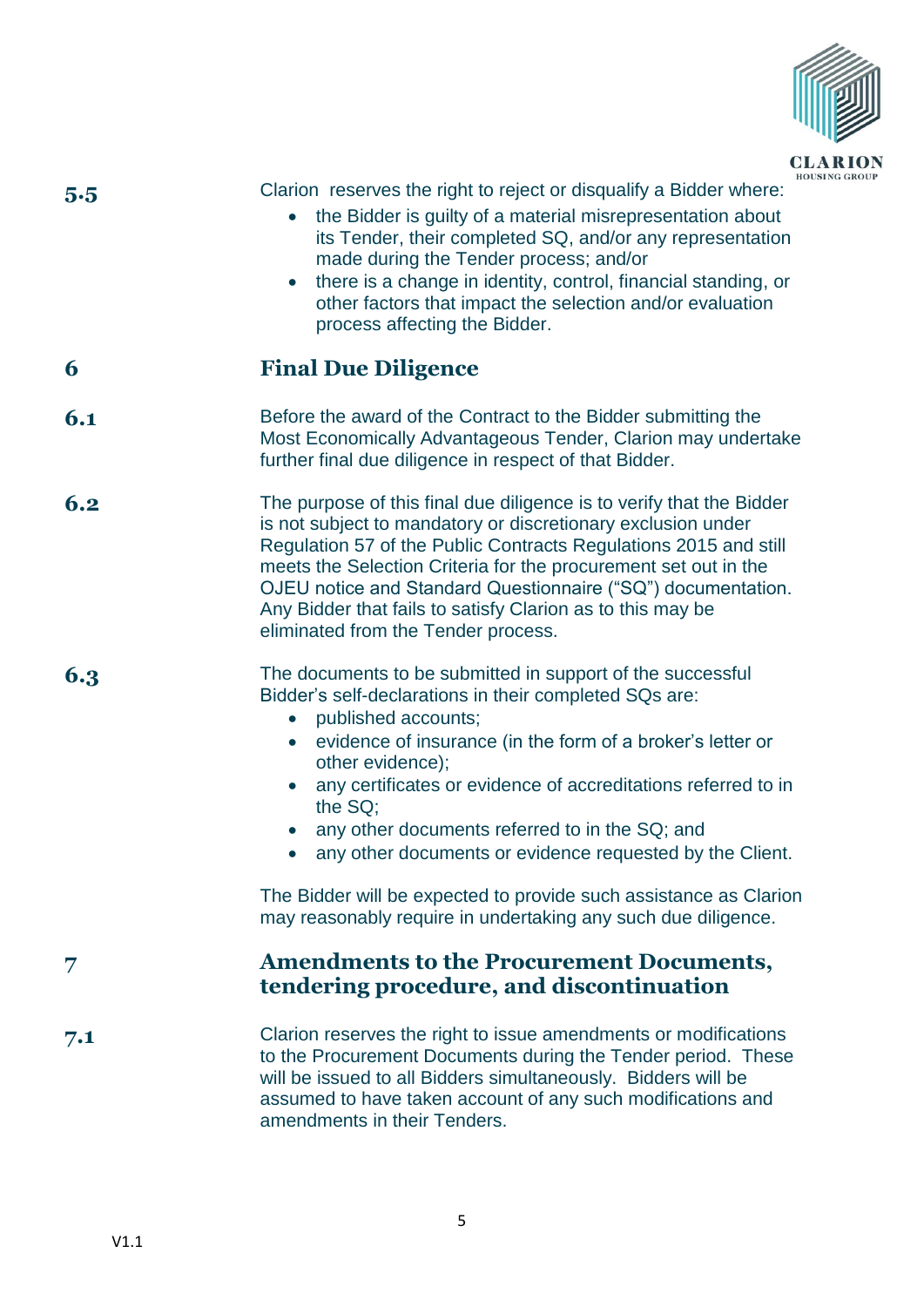**5.5** Clarion reserves the right to reject or disqualify a Bidder where:

- the Bidder is guilty of a material misrepresentation about its Tender, their completed SQ, and/or any representation made during the Tender process; and/or
- there is a change in identity, control, financial standing, or other factors that impact the selection and/or evaluation process affecting the Bidder.

## 6 Final Due Diligence

**6.1** Before the award of the Contract to the Bidder submitting the Most Economically Advantageous Tender, Clarion may undertake further final due diligence in respect of that Bidder.

**6.2** The purpose of this final due diligence is to verify that the Bidder is not subject to mandatory or discretionary exclusion under Regulation 57 of the Public Contracts Regulations 2015 and still meets the Selection Criteria for the procurement set out in the OJEU notice and Standard Questionnaire ("SQ") documentation. Any Bidder that fails to satisfy Clarion as to this may be eliminated from the Tender process.

**6.3** The documents to be submitted in support of the successful Bidder's self-declarations in their completed SQs are:

- published accounts;
- evidence of insurance (in the form of a broker's letter or other evidence);
- any certificates or evidence of accreditations referred to in the SQ;
- any other documents referred to in the SQ; and
- any other documents or evidence requested by the Client.

The Bidder will be expected to provide such assistance as Clarion may reasonably require in undertaking any such due diligence.

## 7 Amendments to the Procurement Documents, tendering procedure, and discontinuation

**7.1** Clarion reserves the right to issue amendments or modifications to the Procurement Documents during the Tender period. These will be issued to all Bidders simultaneously. Bidders will be assumed to have taken account of any such modifications and amendments in their Tenders.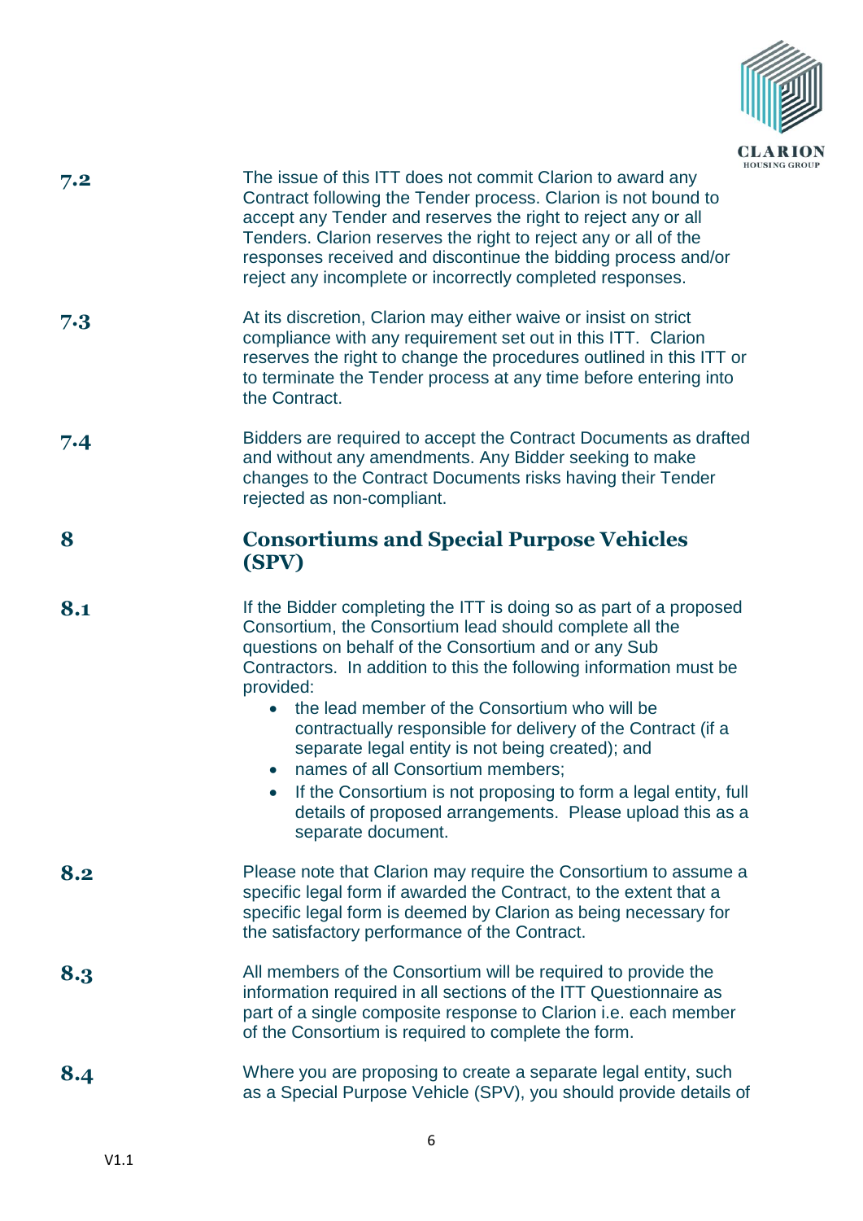**7.2** The issue of this ITT does not commit Clarion to award any Contract following the Tender process. Clarion is not bound to accept any Tender and reserves the right to reject any or all Tenders. Clarion reserves the right to reject any or all of the responses received and discontinue the bidding process and/or reject any incomplete or incorrectly completed responses.

**7.3** At its discretion, Clarion may either waive or insist on strict compliance with any requirement set out in this ITT. Clarion reserves the right to change the procedures outlined in this ITT or to terminate the Tender process at any time before entering into the Contract.

**7.4** Bidders are required to accept the Contract Documents as drafted and without any amendments. Any Bidder seeking to make changes to the Contract Documents risks having their Tender rejected as non-compliant.

## 8 Consortiums and Special Purpose Vehicles (SPV)

**8.1** If the Bidder completing the ITT is doing so as part of a proposed Consortium, the Consortium lead should complete all the questions on behalf of the Consortium and or any Sub Contractors. In addition to this the following information must be provided:

- the lead member of the Consortium who will be contractually responsible for delivery of the Contract (if a separate legal entity is not being created); and
- names of all Consortium members;
- If the Consortium is not proposing to form a legal entity, full details of proposed arrangements. Please upload this as a separate document.

**8.2** Please note that Clarion may require the Consortium to assume a specific legal form if awarded the Contract, to the extent that a specific legal form is deemed by Clarion as being necessary for the satisfactory performance of the Contract.

**8.3** All members of the Consortium will be required to provide the information required in all sections of the ITT Questionnaire as part of a single composite response to Clarion i.e. each member of the Consortium is required to complete the form.

**8.4** Where you are proposing to create a separate legal entity, such as a Special Purpose Vehicle (SPV), you should provide details of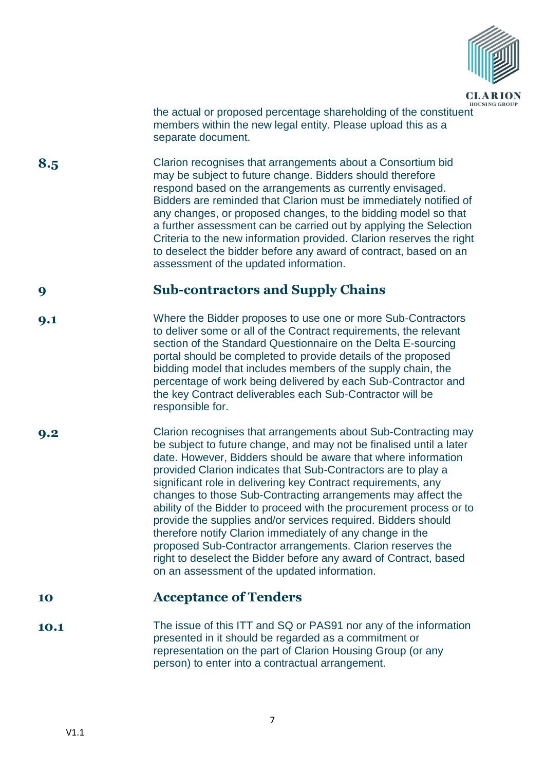the actual or proposed percentage shareholding of the constituent members within the new legal entity. Please upload this as a separate document.

**8.5** Clarion recognises that arrangements about a Consortium bid may be subject to future change. Bidders should therefore respond based on the arrangements as currently envisaged. Bidders are reminded that Clarion must be immediately notified of any changes, or proposed changes, to the bidding model so that a further assessment can be carried out by applying the Selection Criteria to the new information provided. Clarion reserves the right to deselect the bidder before any award of contract, based on an assessment of the updated information.

## 9 Sub-contractors and Supply Chains

**9.1** Where the Bidder proposes to use one or more Sub-Contractors to deliver some or all of the Contract requirements, the relevant section of the Standard Questionnaire on the Delta E-sourcing portal should be completed to provide details of the proposed bidding model that includes members of the supply chain, the percentage of work being delivered by each Sub-Contractor and the key Contract deliverables each Sub-Contractor will be responsible for.

**9.2** Clarion recognises that arrangements about Sub-Contracting may be subject to future change, and may not be finalised until a later date. However, Bidders should be aware that where information provided Clarion indicates that Sub-Contractors are to play a significant role in delivering key Contract requirements, any changes to those Sub-Contracting arrangements may affect the ability of the Bidder to proceed with the procurement process or to provide the supplies and/or services required. Bidders should therefore notify Clarion immediately of any change in the proposed Sub-Contractor arrangements. Clarion reserves the right to deselect the Bidder before any award of Contract, based on an assessment of the updated information.

## 10 Acceptance of Tenders

**10.1** The issue of this ITT and SQ or PAS91 nor any of the information presented in it should be regarded as a commitment or representation on the part of Clarion Housing Group (or any person) to enter into a contractual arrangement.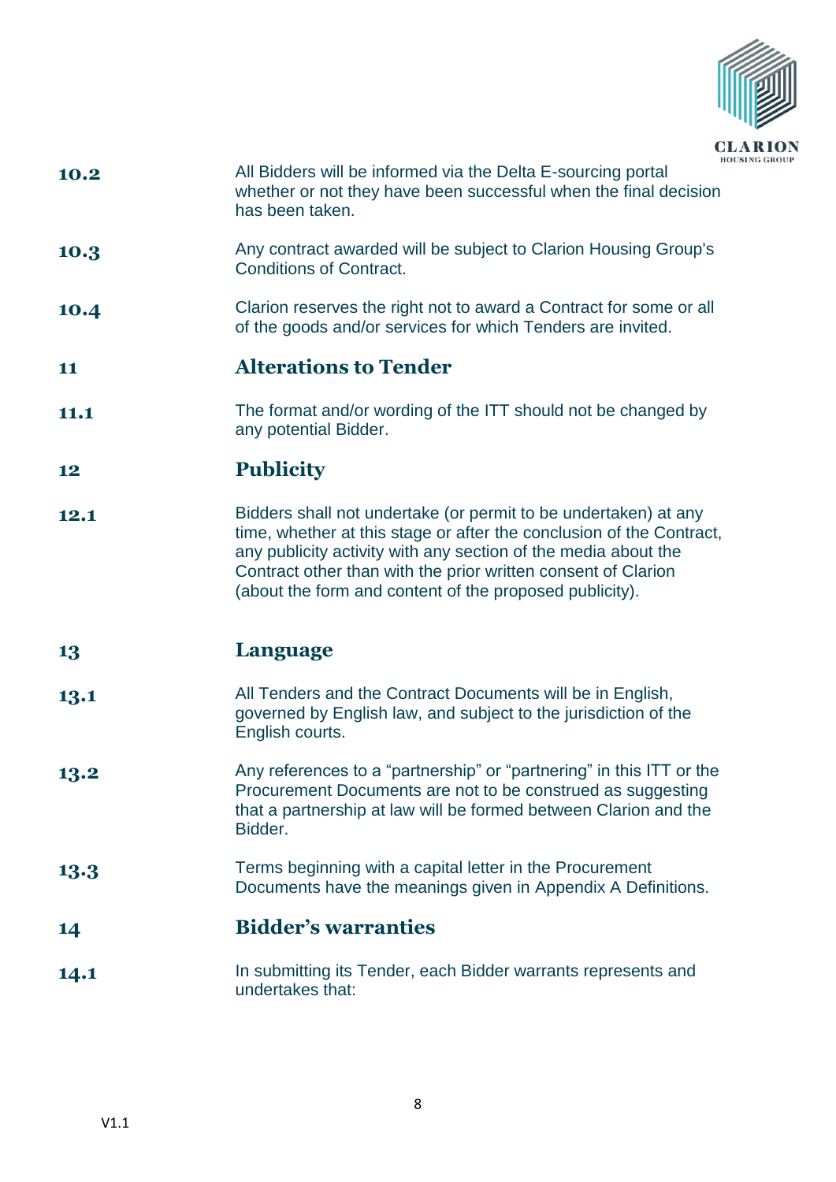**10.2** All Bidders will be informed via the Delta E-sourcing portal whether or not they have been successful when the final decision has been taken.

**10.3** Any contract awarded will be subject to Clarion Housing Group's Conditions of Contract.

**10.4** Clarion reserves the right not to award a Contract for some or all of the goods and/or services for which Tenders are invited.

## 11 Alterations to Tender

**11.1** The format and/or wording of the ITT should not be changed by any potential Bidder.

## 12 Publicity

**12.1** Bidders shall not undertake (or permit to be undertaken) at any time, whether at this stage or after the conclusion of the Contract, any publicity activity with any section of the media about the Contract other than with the prior written consent of Clarion (about the form and content of the proposed publicity).

## 13 Language

**13.1** All Tenders and the Contract Documents will be in English, governed by English law, and subject to the jurisdiction of the English courts.

**13.2** Any references to a "partnership" or "partnering" in this ITT or the Procurement Documents are not to be construed as suggesting that a partnership at law will be formed between Clarion and the Bidder.

**13.3** Terms beginning with a capital letter in the Procurement Documents have the meanings given in Appendix A Definitions.

## 14 Bidder's warranties

**14.1** In submitting its Tender, each Bidder warrants represents and undertakes that: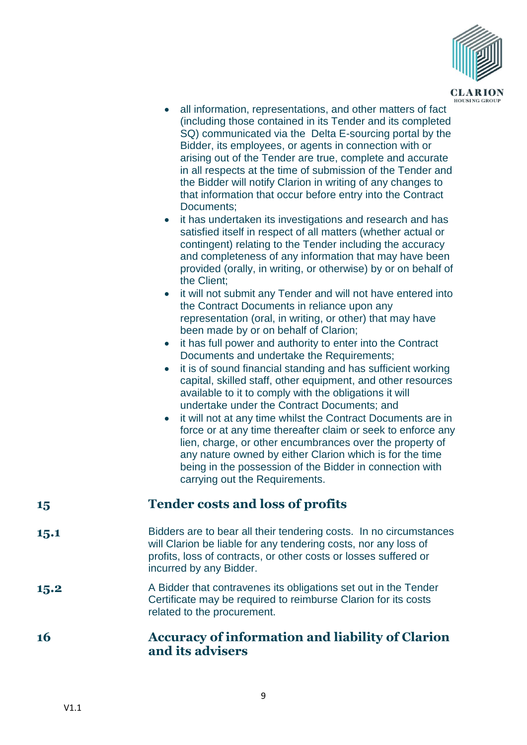- all information, representations, and other matters of fact (including those contained in its Tender and its completed SQ) communicated via the Delta E-sourcing portal by the Bidder, its employees, or agents in connection with or arising out of the Tender are true, complete and accurate in all respects at the time of submission of the Tender and the Bidder will notify Clarion in writing of any changes to that information that occur before entry into the Contract Documents;
- it has undertaken its investigations and research and has satisfied itself in respect of all matters (whether actual or contingent) relating to the Tender including the accuracy and completeness of any information that may have been provided (orally, in writing, or otherwise) by or on behalf of the Client;
- it will not submit any Tender and will not have entered into the Contract Documents in reliance upon any representation (oral, in writing, or other) that may have been made by or on behalf of Clarion;
- it has full power and authority to enter into the Contract Documents and undertake the Requirements;
- it is of sound financial standing and has sufficient working capital, skilled staff, other equipment, and other resources available to it to comply with the obligations it will undertake under the Contract Documents; and
- it will not at any time whilst the Contract Documents are in force or at any time thereafter claim or seek to enforce any lien, charge, or other encumbrances over the property of any nature owned by either Clarion which is for the time being in the possession of the Bidder in connection with carrying out the Requirements.

## 15 Tender costs and loss of profits

**15.1** Bidders are to bear all their tendering costs. In no circumstances will Clarion be liable for any tendering costs, nor any loss of profits, loss of contracts, or other costs or losses suffered or incurred by any Bidder.

**15.2** A Bidder that contravenes its obligations set out in the Tender Certificate may be required to reimburse Clarion for its costs related to the procurement.

## 16 Accuracy of information and liability of Clarion and its advisers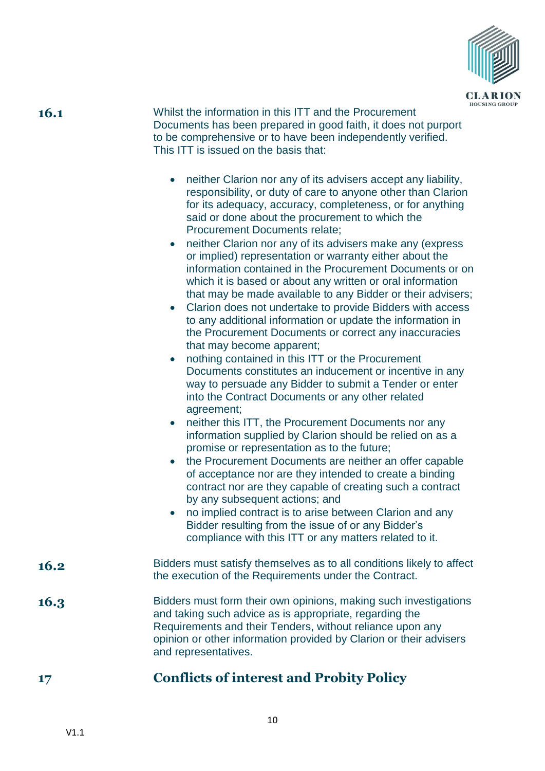**16.1** Whilst the information in this ITT and the Procurement Documents has been prepared in good faith, it does not purport to be comprehensive or to have been independently verified. This ITT is issued on the basis that:

- neither Clarion nor any of its advisers accept any liability, responsibility, or duty of care to anyone other than Clarion for its adequacy, accuracy, completeness, or for anything said or done about the procurement to which the Procurement Documents relate;
- neither Clarion nor any of its advisers make any (express or implied) representation or warranty either about the information contained in the Procurement Documents or on which it is based or about any written or oral information that may be made available to any Bidder or their advisers;
- Clarion does not undertake to provide Bidders with access to any additional information or update the information in the Procurement Documents or correct any inaccuracies that may become apparent;
- nothing contained in this ITT or the Procurement Documents constitutes an inducement or incentive in any way to persuade any Bidder to submit a Tender or enter into the Contract Documents or any other related agreement;
- neither this ITT, the Procurement Documents nor any information supplied by Clarion should be relied on as a promise or representation as to the future;
- the Procurement Documents are neither an offer capable of acceptance nor are they intended to create a binding contract nor are they capable of creating such a contract by any subsequent actions; and
- no implied contract is to arise between Clarion and any Bidder resulting from the issue of or any Bidder's compliance with this ITT or any matters related to it.

**16.2** Bidders must satisfy themselves as to all conditions likely to affect the execution of the Requirements under the Contract.

**16.3** Bidders must form their own opinions, making such investigations and taking such advice as is appropriate, regarding the Requirements and their Tenders, without reliance upon any opinion or other information provided by Clarion or their advisers and representatives.

## 17 Conflicts of interest and Probity Policy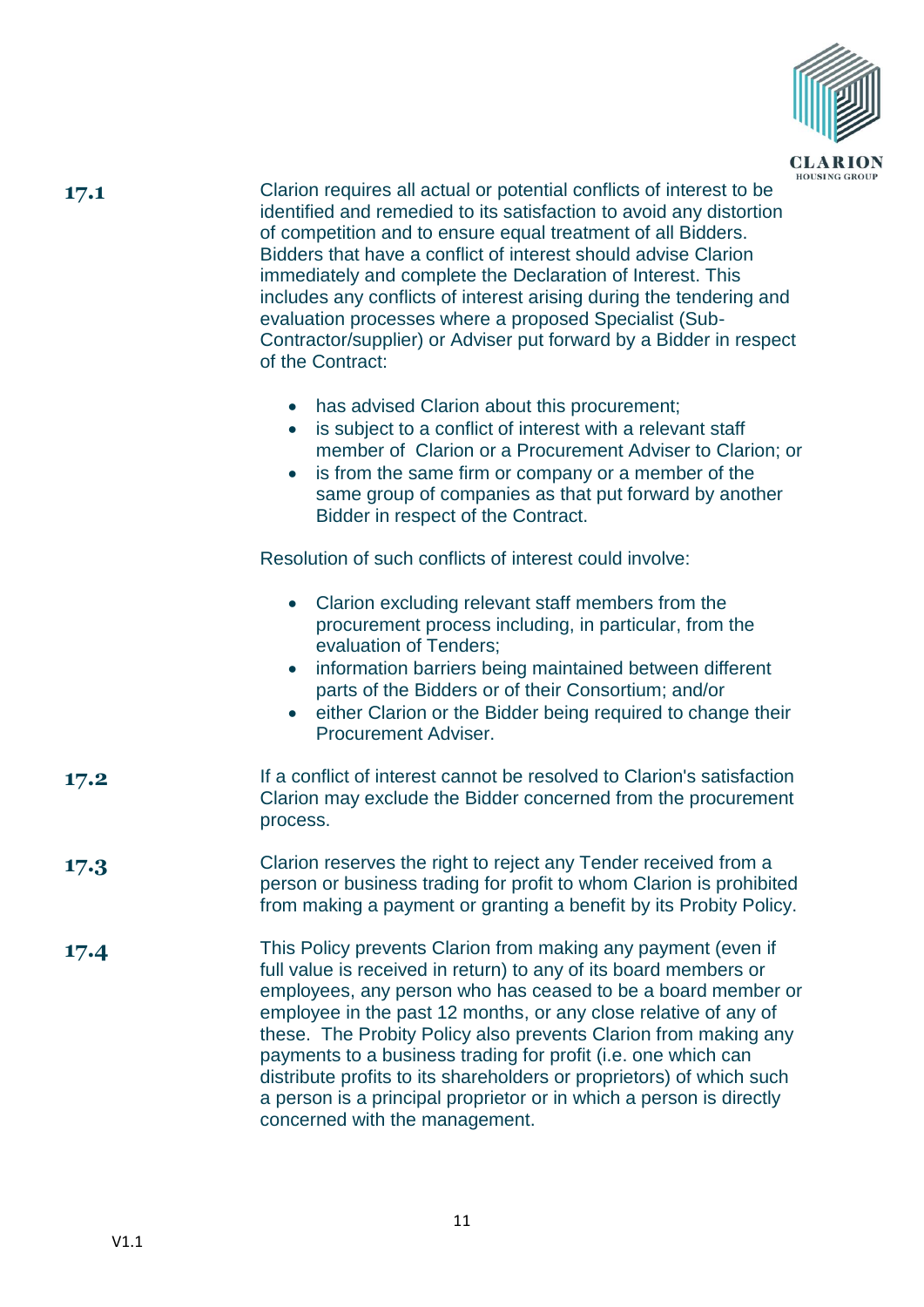**17.1** Clarion requires all actual or potential conflicts of interest to be identified and remedied to its satisfaction to avoid any distortion of competition and to ensure equal treatment of all Bidders. Bidders that have a conflict of interest should advise Clarion immediately and complete the Declaration of Interest. This includes any conflicts of interest arising during the tendering and evaluation processes where a proposed Specialist (Sub-Contractor/supplier) or Adviser put forward by a Bidder in respect of the Contract:

- has advised Clarion about this procurement;
- is subject to a conflict of interest with a relevant staff member of Clarion or a Procurement Adviser to Clarion; or
- is from the same firm or company or a member of the same group of companies as that put forward by another Bidder in respect of the Contract.

Resolution of such conflicts of interest could involve:

- Clarion excluding relevant staff members from the procurement process including, in particular, from the evaluation of Tenders;
- information barriers being maintained between different parts of the Bidders or of their Consortium; and/or
- either Clarion or the Bidder being required to change their Procurement Adviser.

**17.2** If a conflict of interest cannot be resolved to Clarion's satisfaction Clarion may exclude the Bidder concerned from the procurement process.

**17.3** Clarion reserves the right to reject any Tender received from a person or business trading for profit to whom Clarion is prohibited from making a payment or granting a benefit by its Probity Policy.

**17.4** This Policy prevents Clarion from making any payment (even if full value is received in return) to any of its board members or employees, any person who has ceased to be a board member or employee in the past 12 months, or any close relative of any of these. The Probity Policy also prevents Clarion from making any payments to a business trading for profit (i.e. one which can distribute profits to its shareholders or proprietors) of which such a person is a principal proprietor or in which a person is directly concerned with the management.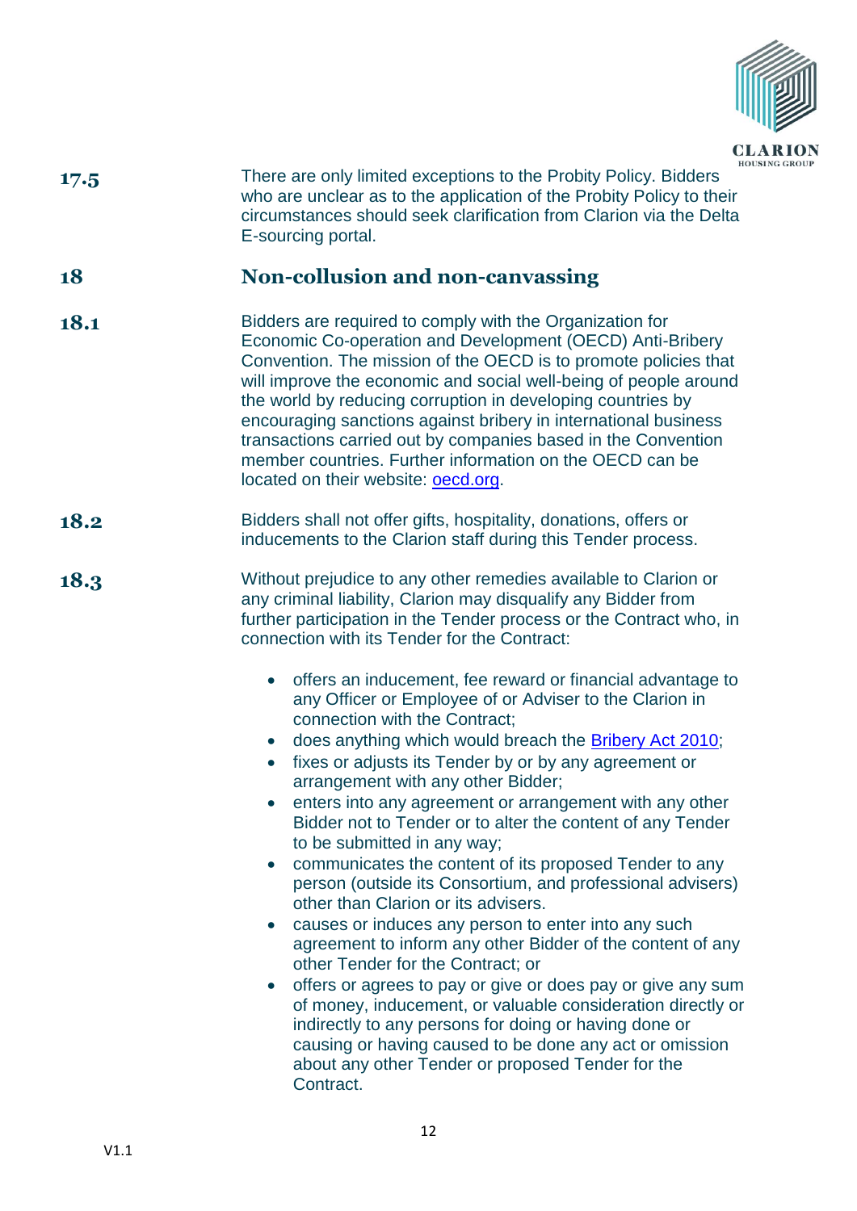**17.5** There are only limited exceptions to the Probity Policy. Bidders who are unclear as to the application of the Probity Policy to their circumstances should seek clarification from Clarion via the Delta E-sourcing portal.

## 18 Non-collusion and non-canvassing

**18.1** Bidders are required to comply with the Organization for Economic Co-operation and Development (OECD) Anti-Bribery Convention. The mission of the OECD is to promote policies that will improve the economic and social well-being of people around the world by reducing corruption in developing countries by encouraging sanctions against bribery in international business transactions carried out by companies based in the Convention member countries. Further information on the OECD can be located on their website: [oecd.org](oecd.org).

**18.2** Bidders shall not offer gifts, hospitality, donations, offers or inducements to the Clarion staff during this Tender process.

**18.3** Without prejudice to any other remedies available to Clarion or any criminal liability, Clarion may disqualify any Bidder from further participation in the Tender process or the Contract who, in connection with its Tender for the Contract:

- offers an inducement, fee reward or financial advantage to any Officer or Employee of or Adviser to the Clarion in connection with the Contract;
- does anything which would breach the [Bribery Act 2010](Bribery Act 2010);
- fixes or adjusts its Tender by or by any agreement or arrangement with any other Bidder;
- enters into any agreement or arrangement with any other Bidder not to Tender or to alter the content of any Tender to be submitted in any way;
- communicates the content of its proposed Tender to any person (outside its Consortium, and professional advisers) other than Clarion or its advisers.
- causes or induces any person to enter into any such agreement to inform any other Bidder of the content of any other Tender for the Contract; or
- offers or agrees to pay or give or does pay or give any sum of money, inducement, or valuable consideration directly or indirectly to any persons for doing or having done or causing or having caused to be done any act or omission about any other Tender or proposed Tender for the Contract.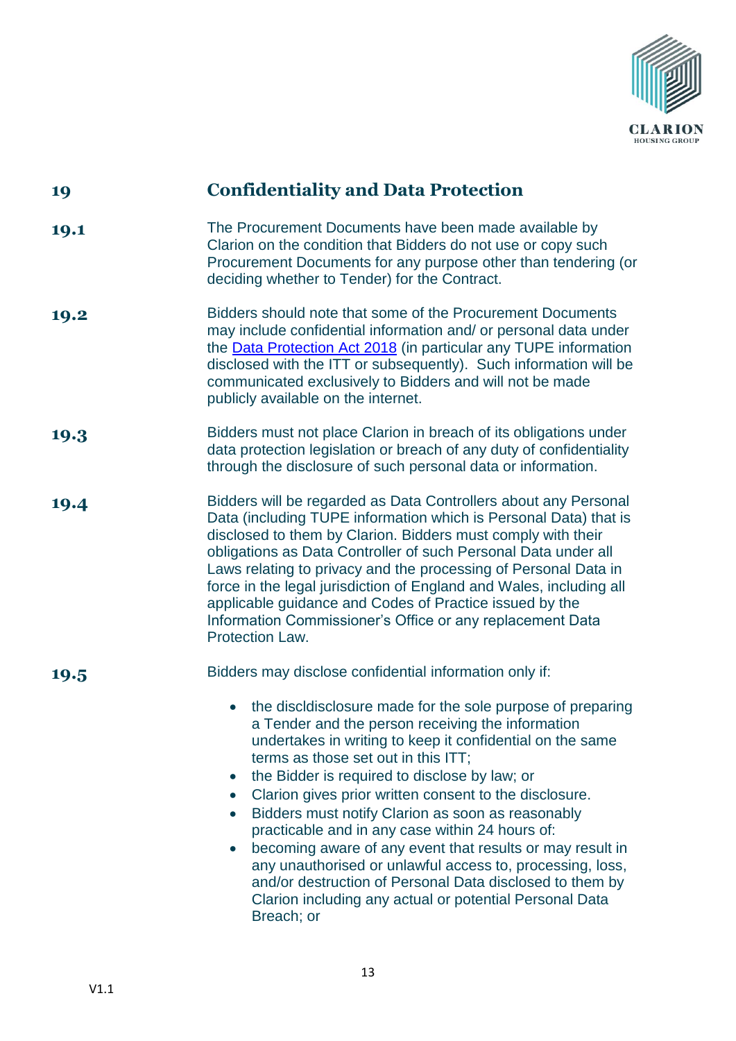## 19 Confidentiality and Data Protection

**19.1** The Procurement Documents have been made available by Clarion on the condition that Bidders do not use or copy such Procurement Documents for any purpose other than tendering (or deciding whether to Tender) for the Contract.

**19.2** Bidders should note that some of the Procurement Documents may include confidential information and/ or personal data under the [Data Protection Act 2018](#) (in particular any TUPE information disclosed with the ITT or subsequently). Such information will be communicated exclusively to Bidders and will not be made publicly available on the internet.

**19.3** Bidders must not place Clarion in breach of its obligations under data protection legislation or breach of any duty of confidentiality through the disclosure of such personal data or information.

**19.4** Bidders will be regarded as Data Controllers about any Personal Data (including TUPE information which is Personal Data) that is disclosed to them by Clarion. Bidders must comply with their obligations as Data Controller of such Personal Data under all Laws relating to privacy and the processing of Personal Data in force in the legal jurisdiction of England and Wales, including all applicable guidance and Codes of Practice issued by the Information Commissioner's Office or any replacement Data Protection Law.

**19.5** Bidders may disclose confidential information only if:

- the discldisclosure made for the sole purpose of preparing a Tender and the person receiving the information undertakes in writing to keep it confidential on the same terms as those set out in this ITT;
- the Bidder is required to disclose by law; or
- Clarion gives prior written consent to the disclosure.
- Bidders must notify Clarion as soon as reasonably practicable and in any case within 24 hours of:
- becoming aware of any event that results or may result in any unauthorised or unlawful access to, processing, loss, and/or destruction of Personal Data disclosed to them by Clarion including any actual or potential Personal Data Breach; or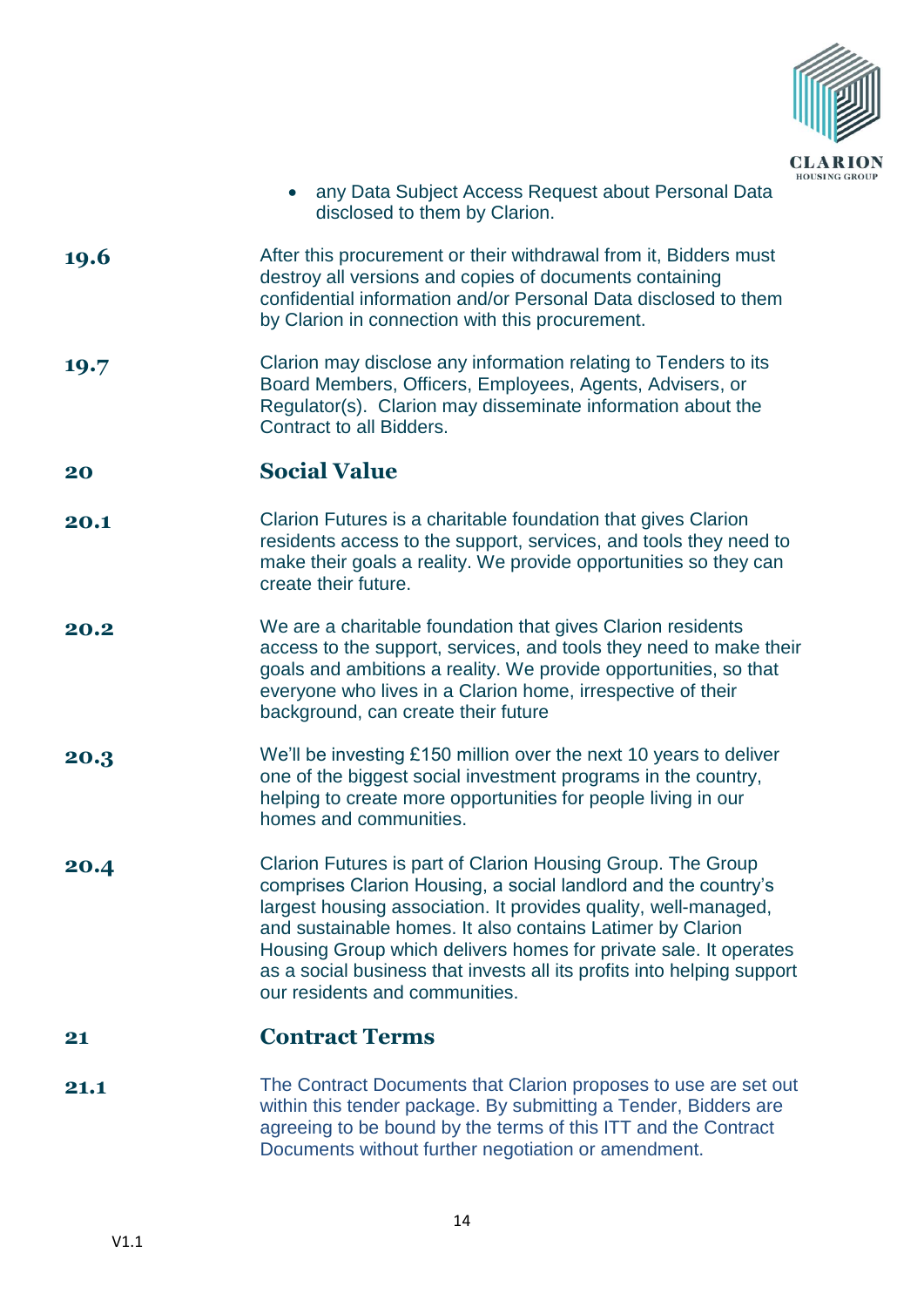- any Data Subject Access Request about Personal Data disclosed to them by Clarion.

**19.6** After this procurement or their withdrawal from it, Bidders must destroy all versions and copies of documents containing confidential information and/or Personal Data disclosed to them by Clarion in connection with this procurement.

**19.7** Clarion may disclose any information relating to Tenders to its Board Members, Officers, Employees, Agents, Advisers, or Regulator(s). Clarion may disseminate information about the Contract to all Bidders.

## 20 Social Value

**20.1** Clarion Futures is a charitable foundation that gives Clarion residents access to the support, services, and tools they need to make their goals a reality. We provide opportunities so they can create their future.

**20.2** We are a charitable foundation that gives Clarion residents access to the support, services, and tools they need to make their goals and ambitions a reality. We provide opportunities, so that everyone who lives in a Clarion home, irrespective of their background, can create their future

**20.3** We'll be investing £150 million over the next 10 years to deliver one of the biggest social investment programs in the country, helping to create more opportunities for people living in our homes and communities.

**20.4** Clarion Futures is part of Clarion Housing Group. The Group comprises Clarion Housing, a social landlord and the country's largest housing association. It provides quality, well-managed, and sustainable homes. It also contains Latimer by Clarion Housing Group which delivers homes for private sale. It operates as a social business that invests all its profits into helping support our residents and communities.

## 21 Contract Terms

**21.1** The Contract Documents that Clarion proposes to use are set out within this tender package. By submitting a Tender, Bidders are agreeing to be bound by the terms of this ITT and the Contract Documents without further negotiation or amendment.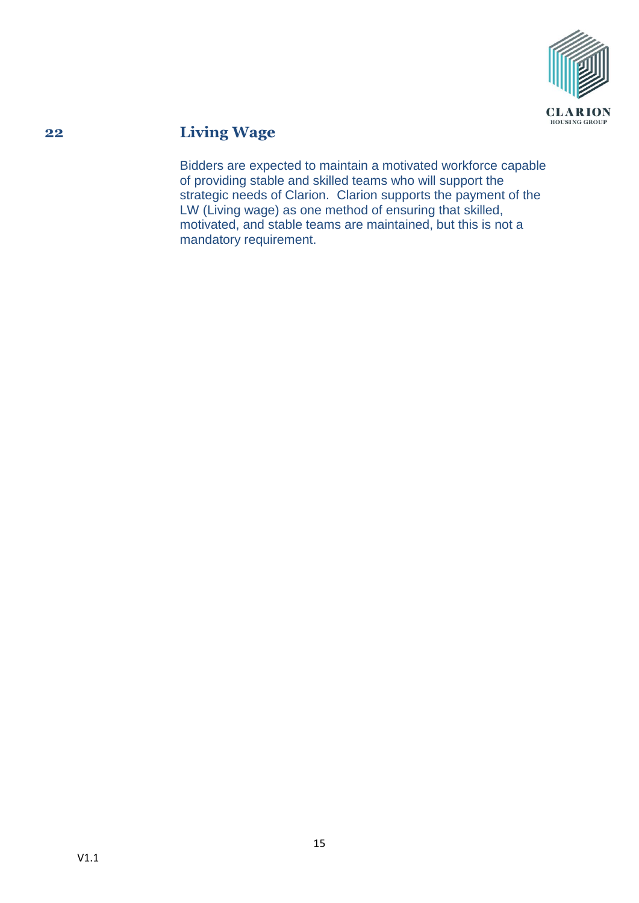## 22 Living Wage

Bidders are expected to maintain a motivated workforce capable of providing stable and skilled teams who will support the strategic needs of Clarion. Clarion supports the payment of the LW (Living wage) as one method of ensuring that skilled, motivated, and stable teams are maintained, but this is not a mandatory requirement.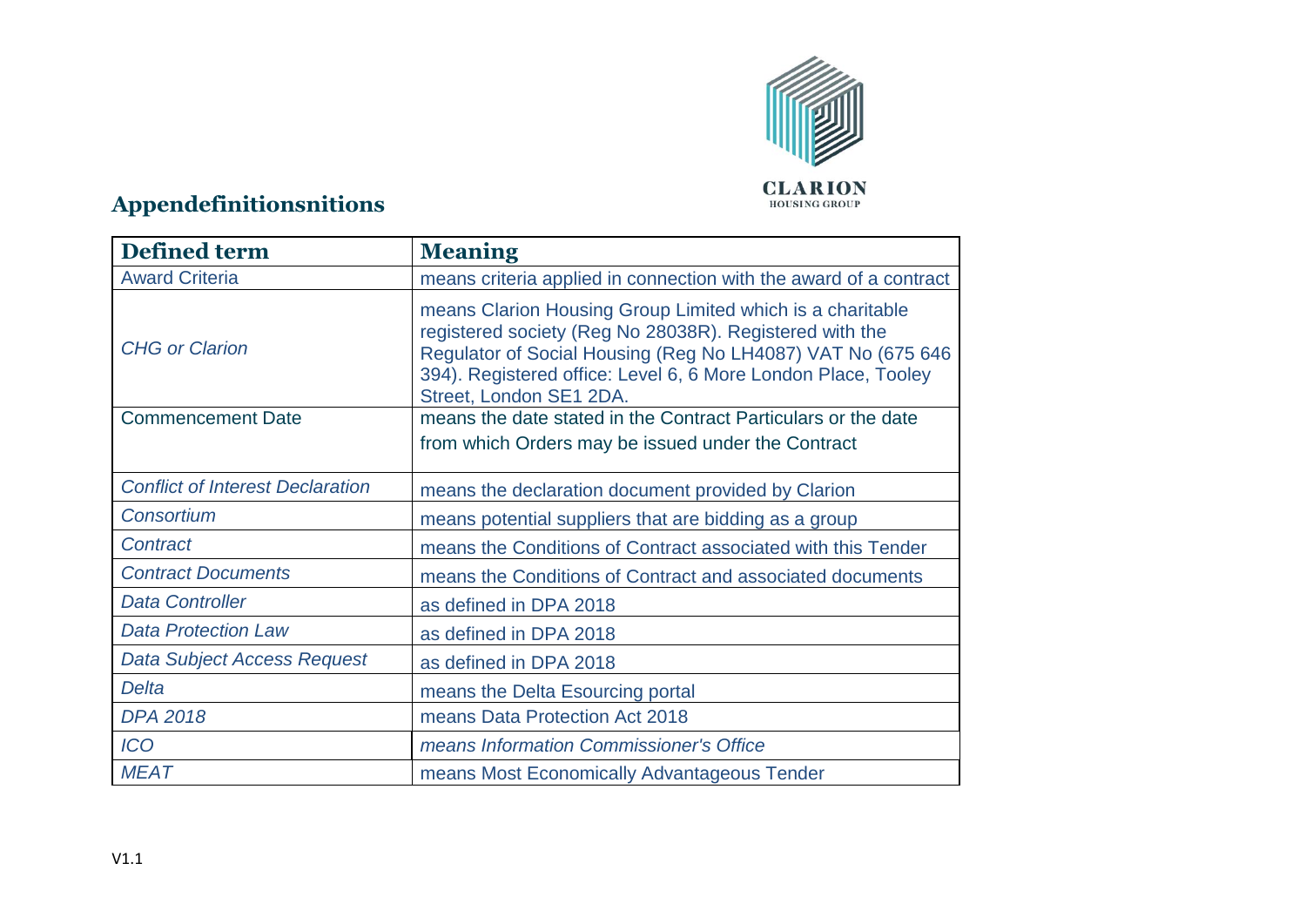## Appendefinitionsnitions

| **Defined term** | **Meaning** |
| --- | --- |
| Award Criteria | means criteria applied in connection with the award of a contract |
| *CHG or Clarion* | means Clarion Housing Group Limited which is a charitable registered society (Reg No 28038R). Registered with the Regulator of Social Housing (Reg No LH4087) VAT No (675 646 394). Registered office: Level 6, 6 More London Place, Tooley Street, London SE1 2DA. |
| Commencement Date | means the date stated in the Contract Particulars or the date from which Orders may be issued under the Contract |
| *Conflict of Interest Declaration* | means the declaration document provided by Clarion |
| *Consortium* | means potential suppliers that are bidding as a group |
| *Contract* | means the Conditions of Contract associated with this Tender |
| *Contract Documents* | means the Conditions of Contract and associated documents |
| *Data Controller* | as defined in DPA 2018 |
| *Data Protection Law* | as defined in DPA 2018 |
| *Data Subject Access Request* | as defined in DPA 2018 |
| *Delta* | means the Delta Esourcing portal |
| *DPA 2018* | means Data Protection Act 2018 |
| *ICO* | *means Information Commissioner's Office* |
| *MEAT* | means Most Economically Advantageous Tender |

V1.1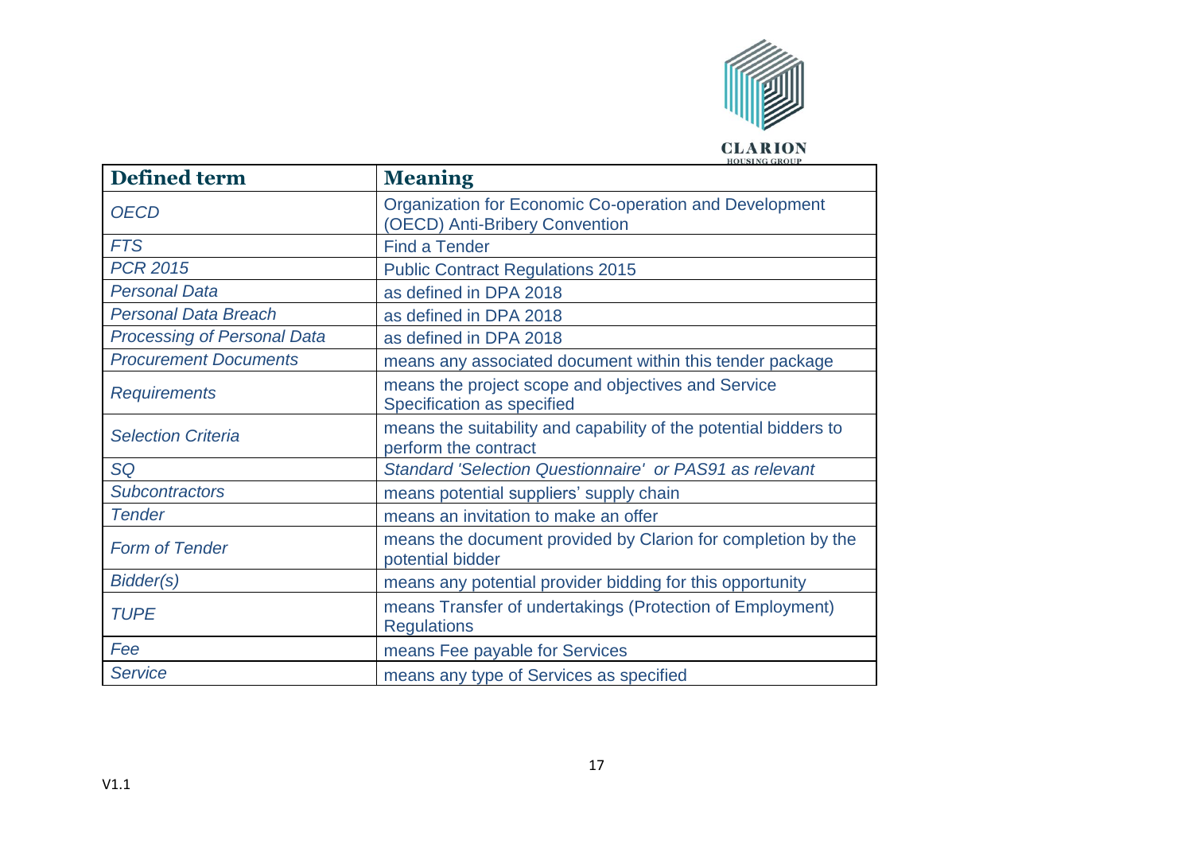| Defined term | Meaning |
| --- | --- |
| *OECD* | Organization for Economic Co-operation and Development (OECD) Anti-Bribery Convention |
| *FTS* | Find a Tender |
| *PCR 2015* | Public Contract Regulations 2015 |
| *Personal Data* | as defined in DPA 2018 |
| *Personal Data Breach* | as defined in DPA 2018 |
| *Processing of Personal Data* | as defined in DPA 2018 |
| *Procurement Documents* | means any associated document within this tender package |
| *Requirements* | means the project scope and objectives and Service Specification as specified |
| *Selection Criteria* | means the suitability and capability of the potential bidders to perform the contract |
| *SQ* | *Standard 'Selection Questionnaire' or PAS91 as relevant* |
| *Subcontractors* | means potential suppliers' supply chain |
| *Tender* | means an invitation to make an offer |
| *Form of Tender* | means the document provided by Clarion for completion by the potential bidder |
| *Bidder(s)* | means any potential provider bidding for this opportunity |
| *TUPE* | means Transfer of undertakings (Protection of Employment) Regulations |
| *Fee* | means Fee payable for Services |
| *Service* | means any type of Services as specified |

V1.1